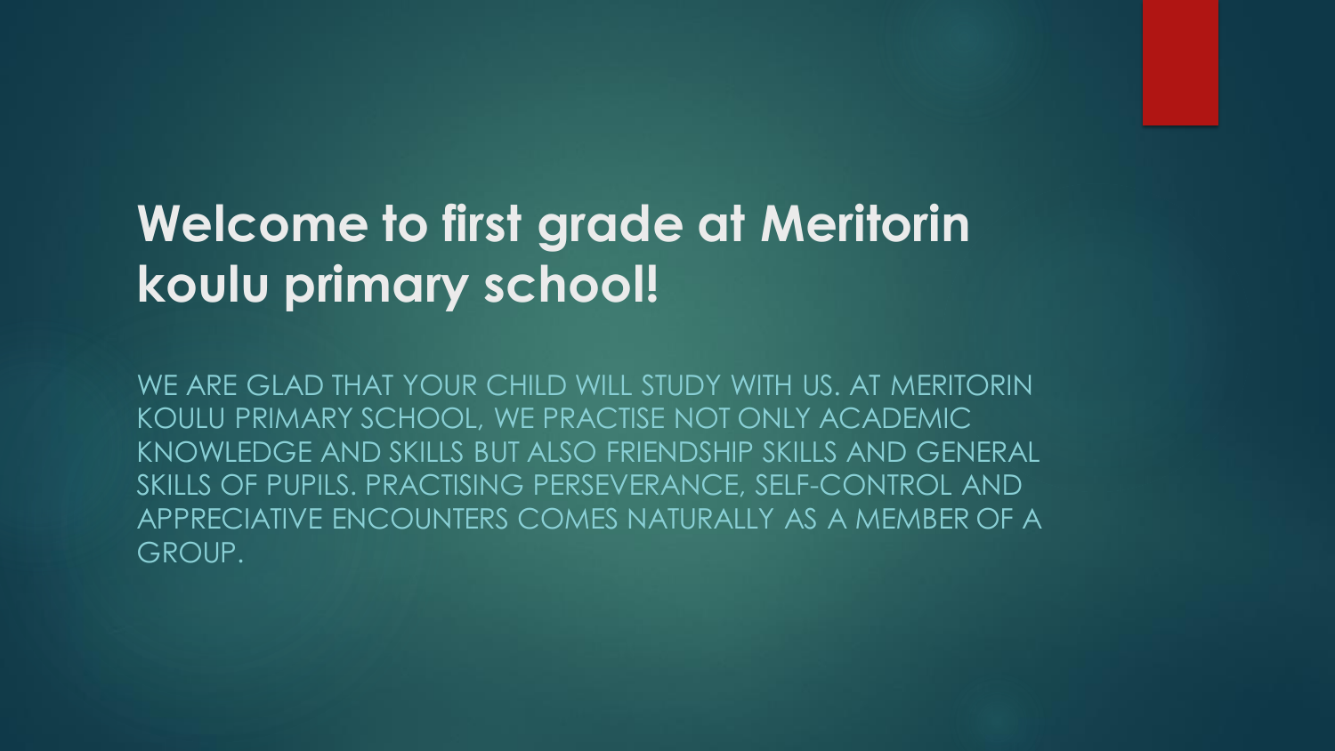# Welcome to first grade at Meritorin koulu primary school!

WE ARE GLAD THAT YOUR CHILD WILL STUDY WITH US. AT MERITORIN KOULU PRIMARY SCHOOL, WE PRACTISE NOT ONLY ACADEMIC KNOWLEDGE AND SKILLS BUT ALSO FRIENDSHIP SKILLS AND GENERAL SKILLS OF PUPILS. PRACTISING PERSEVERANCE, SELF-CONTROL AND APPRECIATIVE ENCOUNTERS COMES NATURALLY AS A MEMBER OF A GROUP.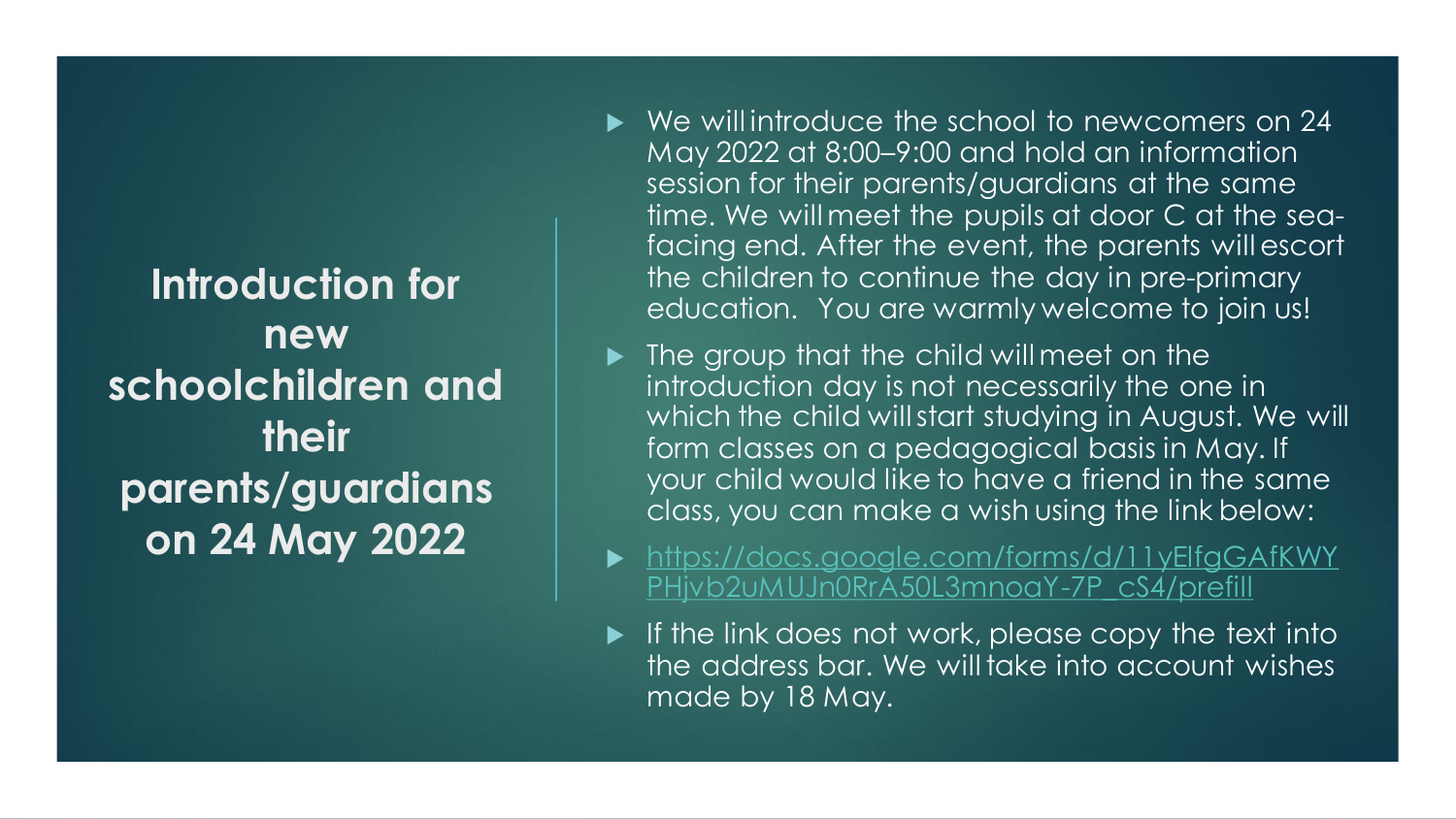# Introduction for new schoolchildren and their parents/guardians on 24 May 2022

- We will introduce the school to newcomers on 24 May 2022 at 8:00–9:00 and hold an information session for their parents/guardians at the same time. We will meet the pupils at door C at the sea-facing end. After the event, the parents will escort the children to continue the day in pre-primary education. You are warmly welcome to join us!
- The group that the child will meet on the introduction day is not necessarily the one in which the child will start studying in August. We will form classes on a pedagogical basis in May. If your child would like to have a friend in the same class, you can make a wish using the link below:
- https://docs.google.com/forms/d/11yElfgGAfKWYPHjvb2uMUJn0RrA50L3mnoaY-7P_cS4/prefill
- If the link does not work, please copy the text into the address bar. We will take into account wishes made by 18 May.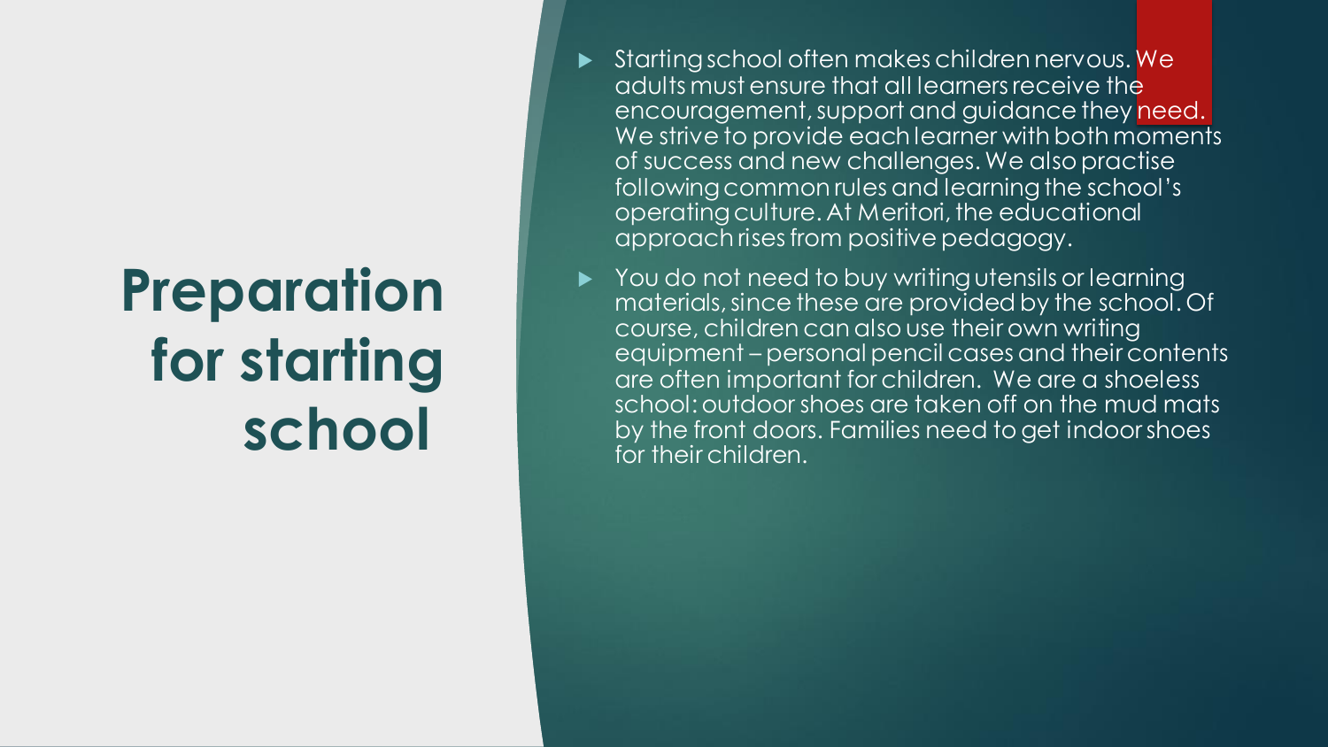# Preparation for starting school

- Starting school often makes children nervous. We adults must ensure that all learners receive the encouragement, support and guidance they need. We strive to provide each learner with both moments of success and new challenges. We also practise following common rules and learning the school's operating culture. At Meritori, the educational approach rises from positive pedagogy.
- You do not need to buy writing utensils or learning materials, since these are provided by the school. Of course, children can also use their own writing equipment – personal pencil cases and their contents are often important for children. We are a shoeless school: outdoor shoes are taken off on the mud mats by the front doors. Families need to get indoor shoes for their children.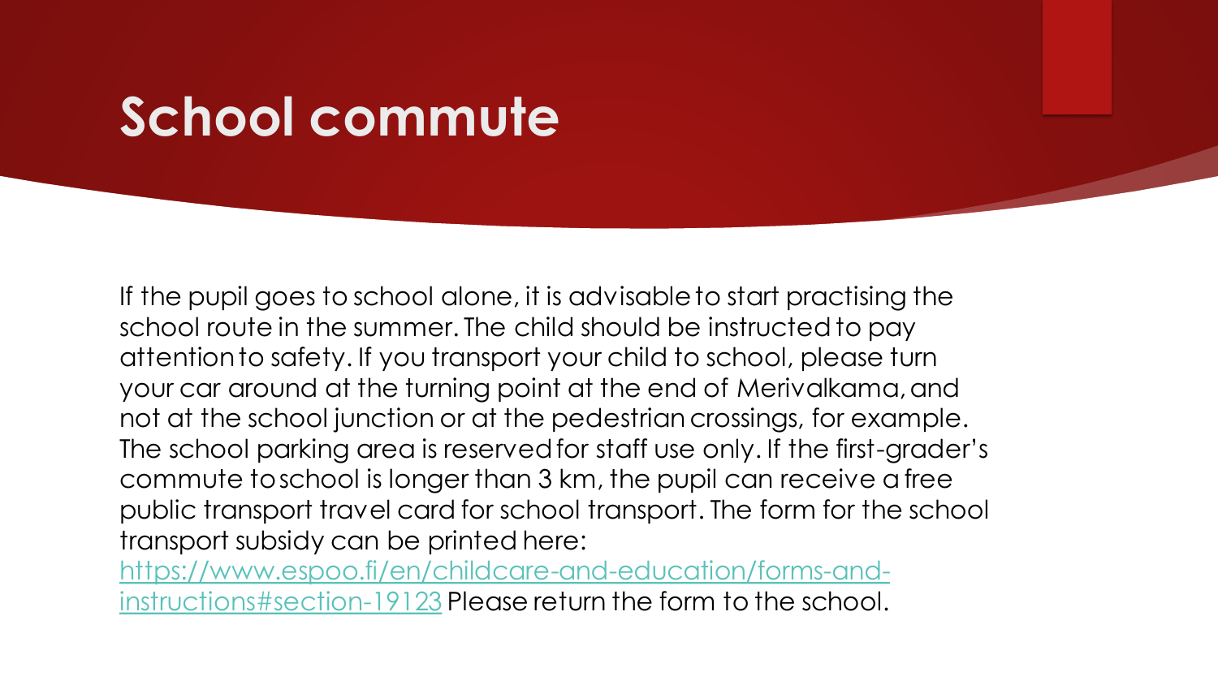# School commute

If the pupil goes to school alone, it is advisable to start practising the school route in the summer. The child should be instructed to pay attention to safety. If you transport your child to school, please turn your car around at the turning point at the end of Merivalkama, and not at the school junction or at the pedestrian crossings, for example. The school parking area is reserved for staff use only. If the first-grader's commute to school is longer than 3 km, the pupil can receive a free public transport travel card for school transport. The form for the school transport subsidy can be printed here: [https://www.espoo.fi/en/childcare-and-education/forms-and-instructions#section-19123](https://www.espoo.fi/en/childcare-and-education/forms-and-instructions#section-19123) Please return the form to the school.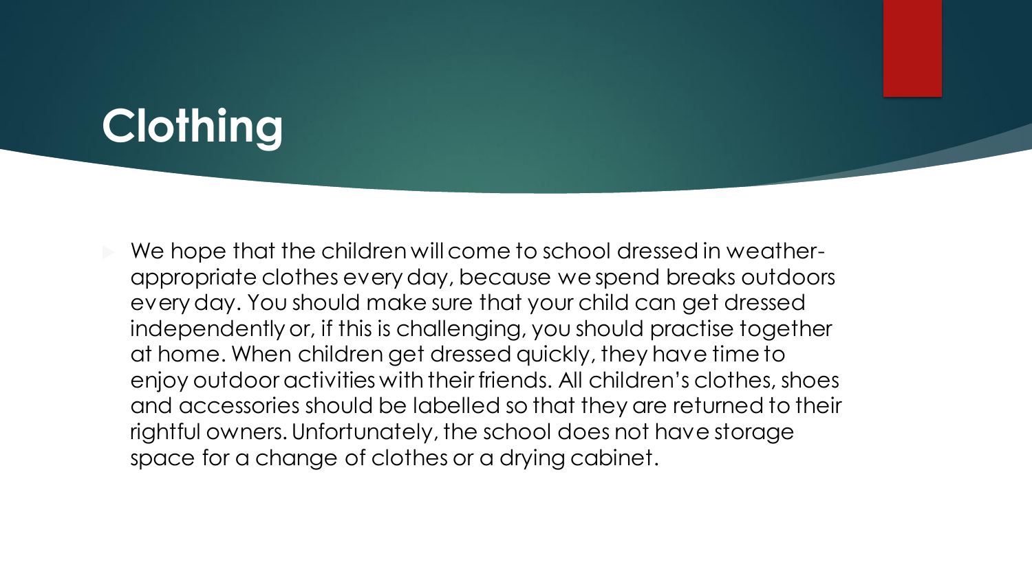# Clothing

- We hope that the children will come to school dressed in weather-appropriate clothes every day, because we spend breaks outdoors every day. You should make sure that your child can get dressed independently or, if this is challenging, you should practise together at home. When children get dressed quickly, they have time to enjoy outdoor activities with their friends. All children's clothes, shoes and accessories should be labelled so that they are returned to their rightful owners. Unfortunately, the school does not have storage space for a change of clothes or a drying cabinet.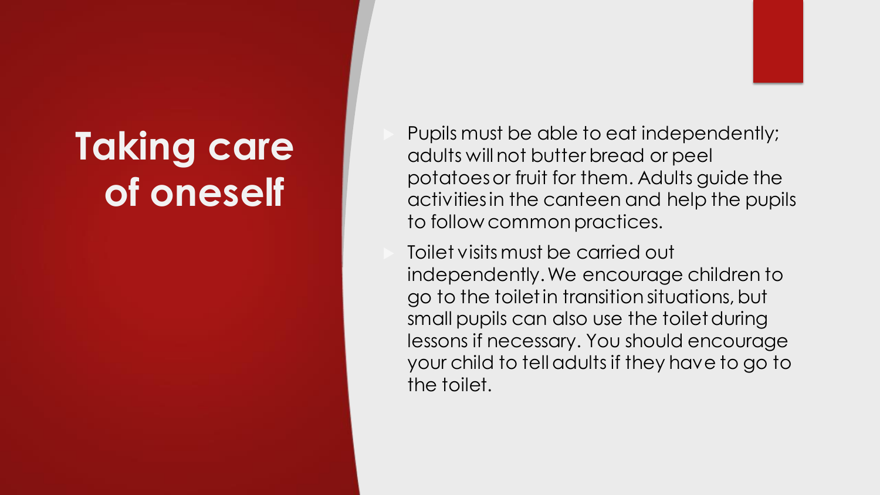# Taking care of oneself

- Pupils must be able to eat independently; adults will not butter bread or peel potatoes or fruit for them. Adults guide the activities in the canteen and help the pupils to follow common practices.
- Toilet visits must be carried out independently. We encourage children to go to the toilet in transition situations, but small pupils can also use the toilet during lessons if necessary. You should encourage your child to tell adults if they have to go to the toilet.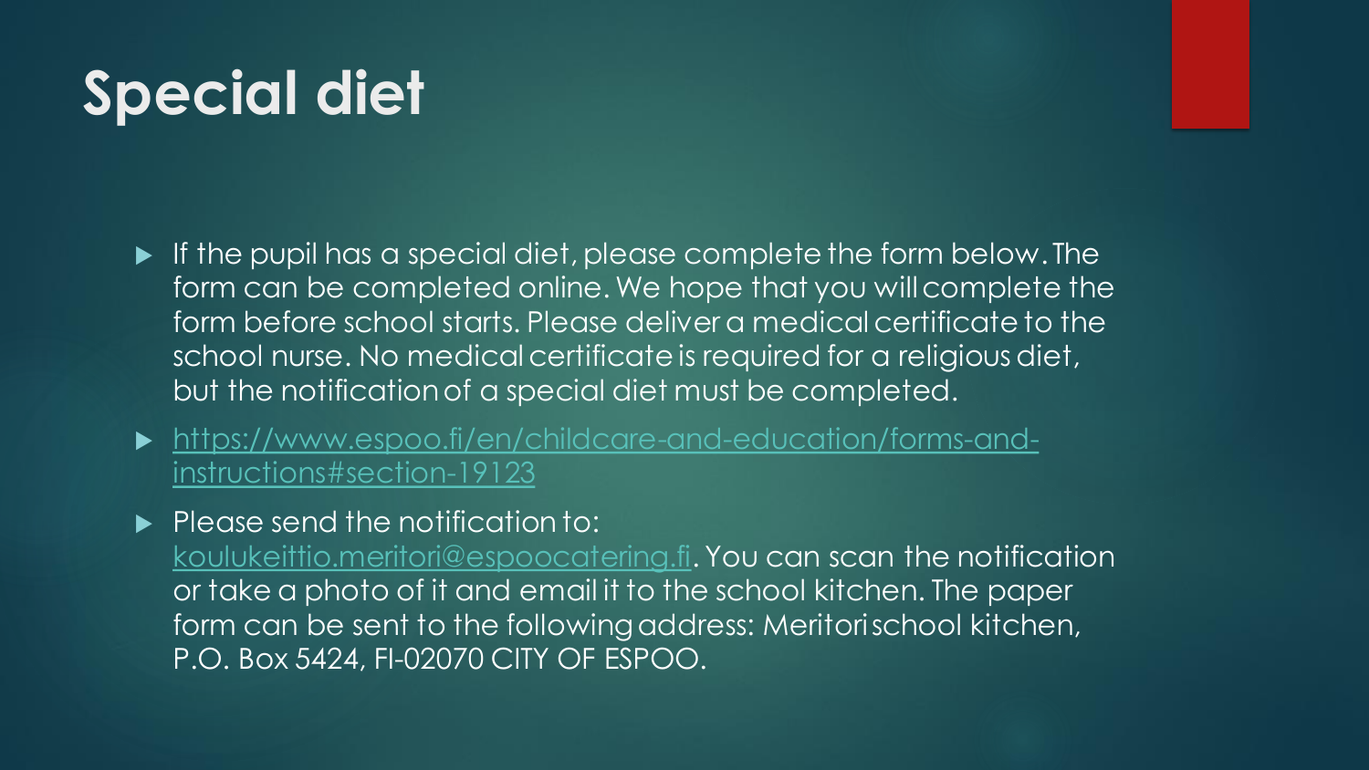# Special diet

- If the pupil has a special diet, please complete the form below. The form can be completed online. We hope that you will complete the form before school starts. Please deliver a medical certificate to the school nurse. No medical certificate is required for a religious diet, but the notification of a special diet must be completed.
- https://www.espoo.fi/en/childcare-and-education/forms-and-instructions#section-19123
- Please send the notification to: koulukeittio.meritori@espoocatering.fi. You can scan the notification or take a photo of it and email it to the school kitchen. The paper form can be sent to the following address: Meritori school kitchen, P.O. Box 5424, FI-02070 CITY OF ESPOO.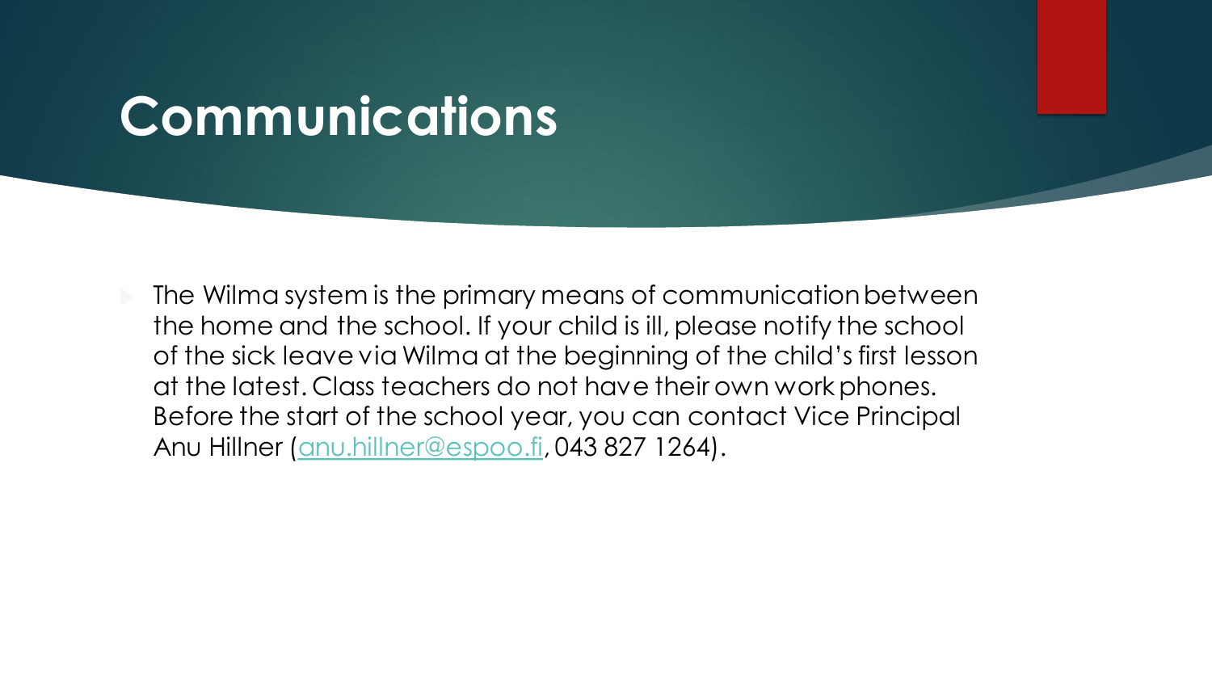# Communications

- The Wilma system is the primary means of communication between the home and the school. If your child is ill, please notify the school of the sick leave via Wilma at the beginning of the child's first lesson at the latest. Class teachers do not have their own work phones. Before the start of the school year, you can contact Vice Principal Anu Hillner (anu.hillner@espoo.fi, 043 827 1264).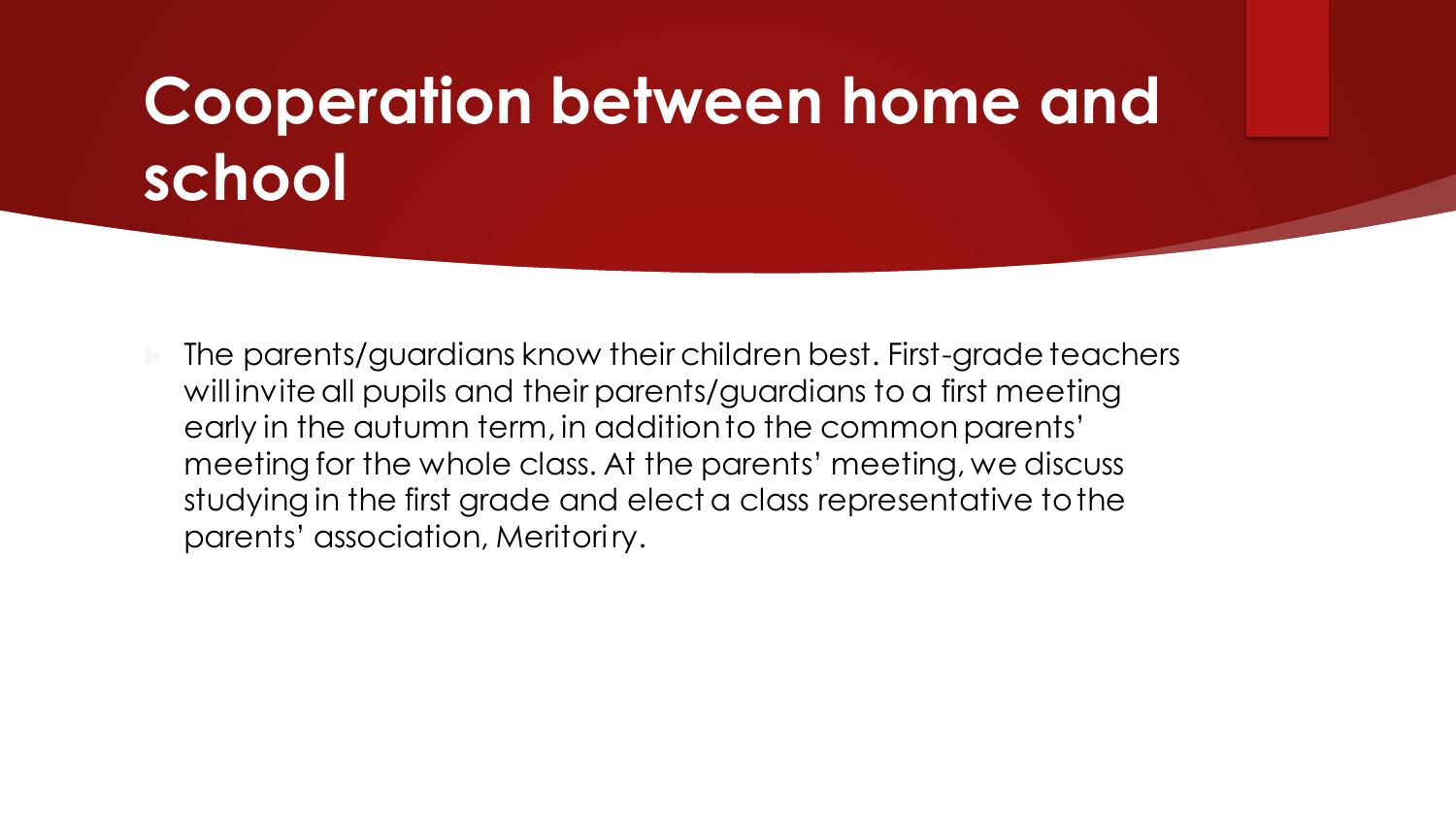# Cooperation between home and school

- The parents/guardians know their children best. First-grade teachers will invite all pupils and their parents/guardians to a first meeting early in the autumn term, in addition to the common parents' meeting for the whole class. At the parents' meeting, we discuss studying in the first grade and elect a class representative to the parents' association, Meritoriry.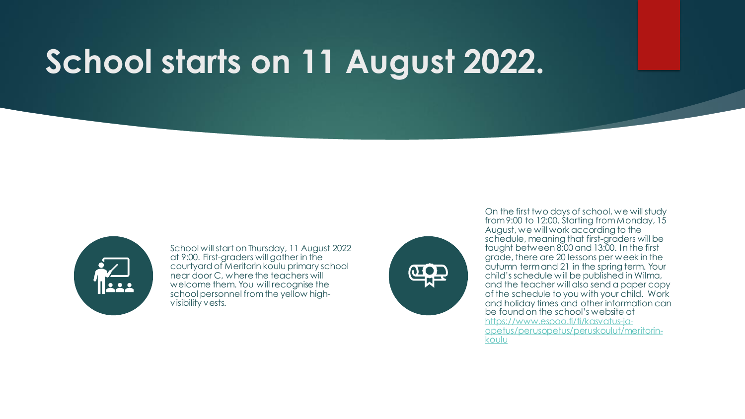# School starts on 11 August 2022.

School will start on Thursday, 11 August 2022 at 9:00. First-graders will gather in the courtyard of Meritorin koulu primary school near door C, where the teachers will welcome them. You will recognise the school personnel from the yellow high-visibility vests.

On the first two days of school, we will study from 9:00 to 12:00. Starting from Monday, 15 August, we will work according to the schedule, meaning that first-graders will be taught between 8:00 and 13:00. In the first grade, there are 20 lessons per week in the autumn term and 21 in the spring term. Your child's schedule will be published in Wilma, and the teacher will also send a paper copy of the schedule to you with your child. Work and holiday times and other information can be found on the school's website at https://www.espoo.fi/fi/kasvatus-ja-opetus/perusopetus/peruskoulut/meritorin-koulu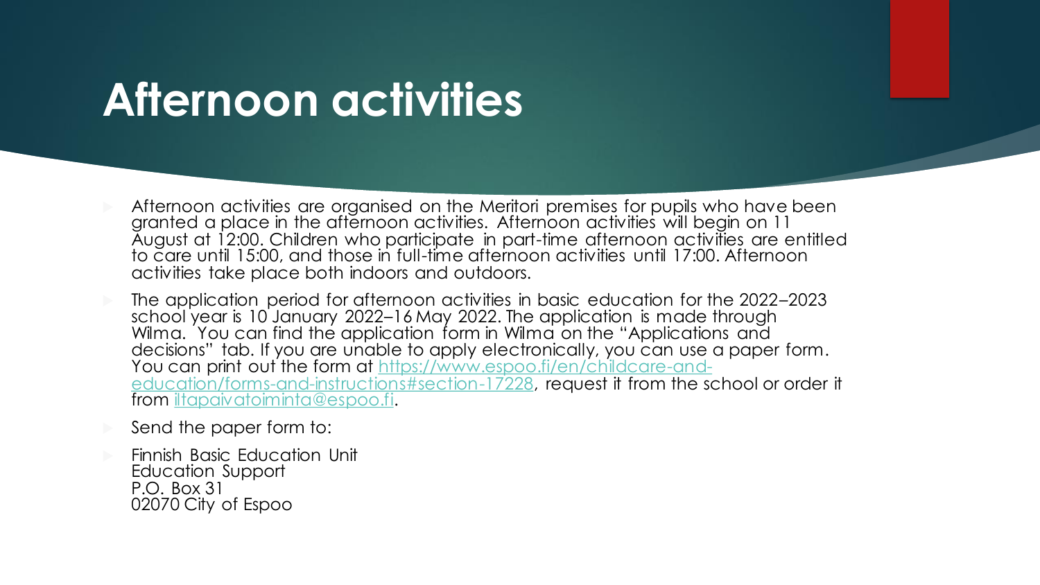# Afternoon activities

- Afternoon activities are organised on the Meritori premises for pupils who have been granted a place in the afternoon activities. Afternoon activities will begin on 11 August at 12:00. Children who participate in part-time afternoon activities are entitled to care until 15:00, and those in full-time afternoon activities until 17:00. Afternoon activities take place both indoors and outdoors.
- The application period for afternoon activities in basic education for the 2022–2023 school year is 10 January 2022–16 May 2022. The application is made through Wilma. You can find the application form in Wilma on the "Applications and decisions" tab. If you are unable to apply electronically, you can use a paper form. You can print out the form at [https://www.espoo.fi/en/childcare-and-education/forms-and-instructions#section-17228](https://www.espoo.fi/en/childcare-and-education/forms-and-instructions#section-17228), request it from the school or order it from [iltapaivatoiminta@espoo.fi](mailto:iltapaivatoiminta@espoo.fi).
- Send the paper form to:
- Finnish Basic Education Unit
  Education Support
  P.O. Box 31
  02070 City of Espoo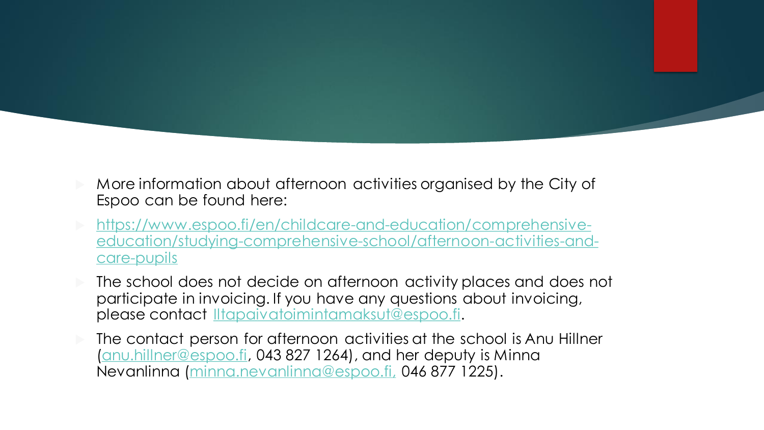- More information about afternoon activities organised by the City of Espoo can be found here:
- https://www.espoo.fi/en/childcare-and-education/comprehensive-education/studying-comprehensive-school/afternoon-activities-and-care-pupils
- The school does not decide on afternoon activity places and does not participate in invoicing. If you have any questions about invoicing, please contact Iltapaivatoimintamaksut@espoo.fi.
- The contact person for afternoon activities at the school is Anu Hillner (anu.hillner@espoo.fi, 043 827 1264), and her deputy is Minna Nevanlinna (minna.nevanlinna@espoo.fi, 046 877 1225).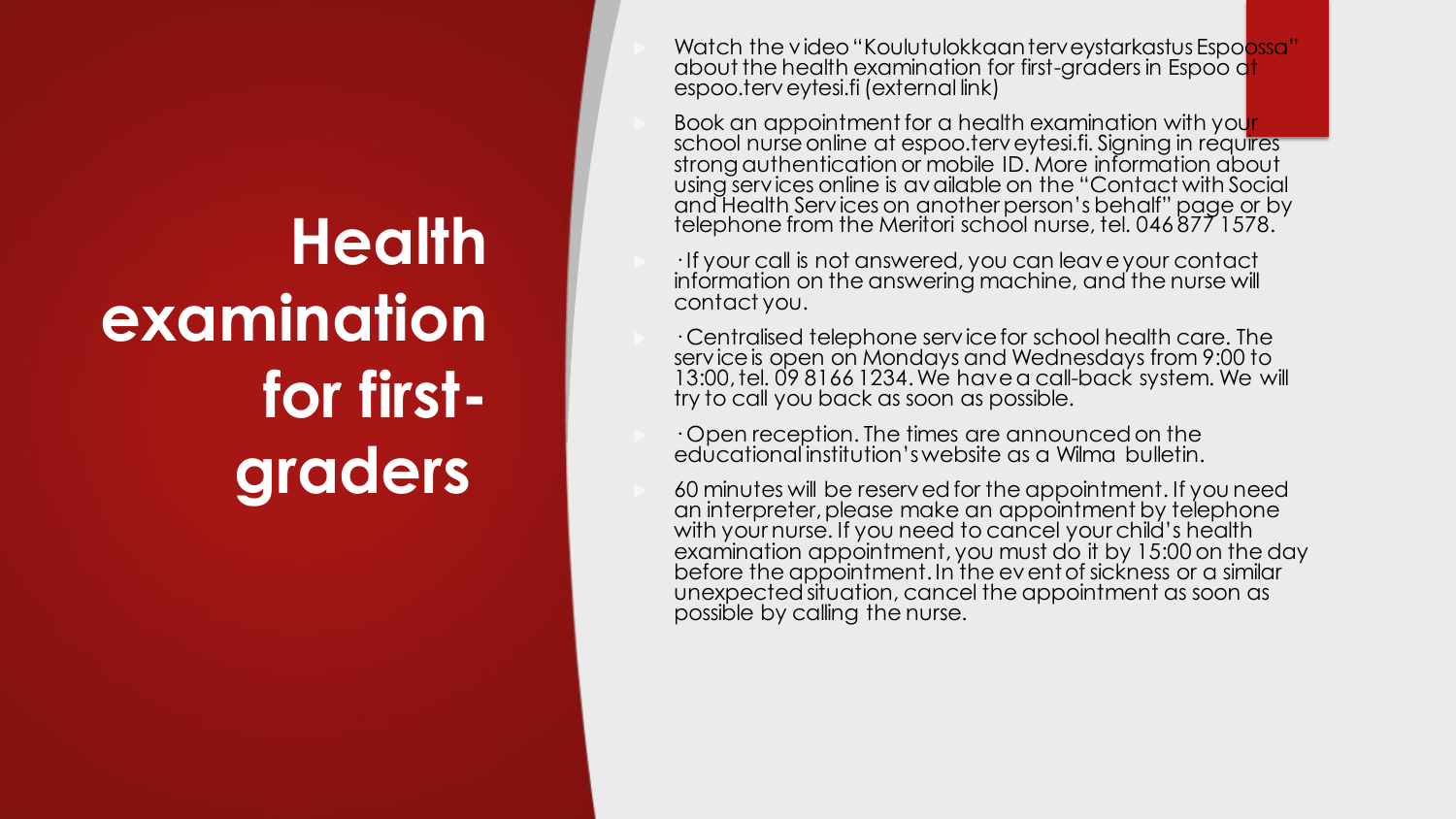# Health examination for first-graders

- Watch the video "Koulutulokkaan terveystarkastus Espoossa" about the health examination for first-graders in Espoo at espoo.terveytesi.fi (external link)
- Book an appointment for a health examination with your school nurse online at espoo.terveytesi.fi. Signing in requires strong authentication or mobile ID. More information about using services online is available on the "Contact with Social and Health Services on another person's behalf" page or by telephone from the Meritori school nurse, tel. 046 877 1578.
- · If your call is not answered, you can leave your contact information on the answering machine, and the nurse will contact you.
- · Centralised telephone service for school health care. The service is open on Mondays and Wednesdays from 9:00 to 13:00, tel. 09 8166 1234. We have a call-back system. We will try to call you back as soon as possible.
- · Open reception. The times are announced on the educational institution's website as a Wilma bulletin.
- 60 minutes will be reserved for the appointment. If you need an interpreter, please make an appointment by telephone with your nurse. If you need to cancel your child's health examination appointment, you must do it by 15:00 on the day before the appointment. In the event of sickness or a similar unexpected situation, cancel the appointment as soon as possible by calling the nurse.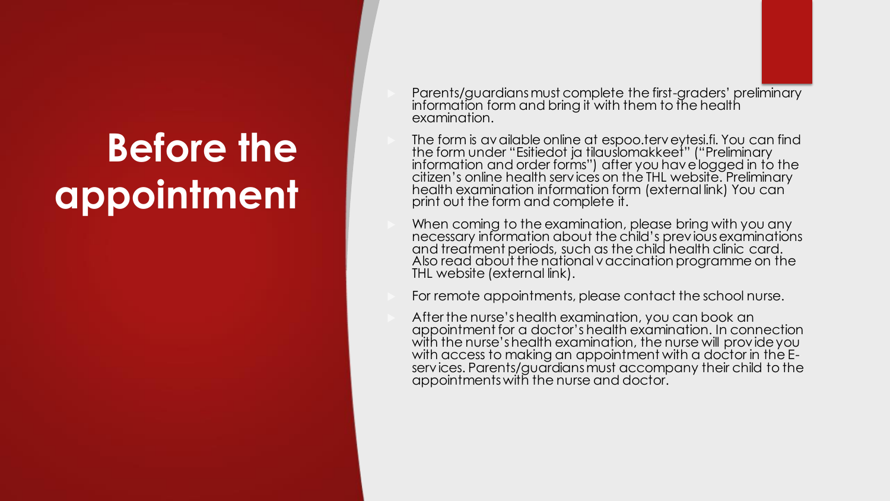# Before the appointment

- Parents/guardians must complete the first-graders' preliminary information form and bring it with them to the health examination.
- The form is available online at espoo.terveytesi.fi. You can find the form under "Esitiedot ja tilauslomakkeet" ("Preliminary information and order forms") after you have logged in to the citizen's online health services on the THL website. Preliminary health examination information form (external link) You can print out the form and complete it.
- When coming to the examination, please bring with you any necessary information about the child's previous examinations and treatment periods, such as the child health clinic card. Also read about the national vaccination programme on the THL website (external link).
- For remote appointments, please contact the school nurse.
- After the nurse's health examination, you can book an appointment for a doctor's health examination. In connection with the nurse's health examination, the nurse will provide you with access to making an appointment with a doctor in the E-services. Parents/guardians must accompany their child to the appointments with the nurse and doctor.